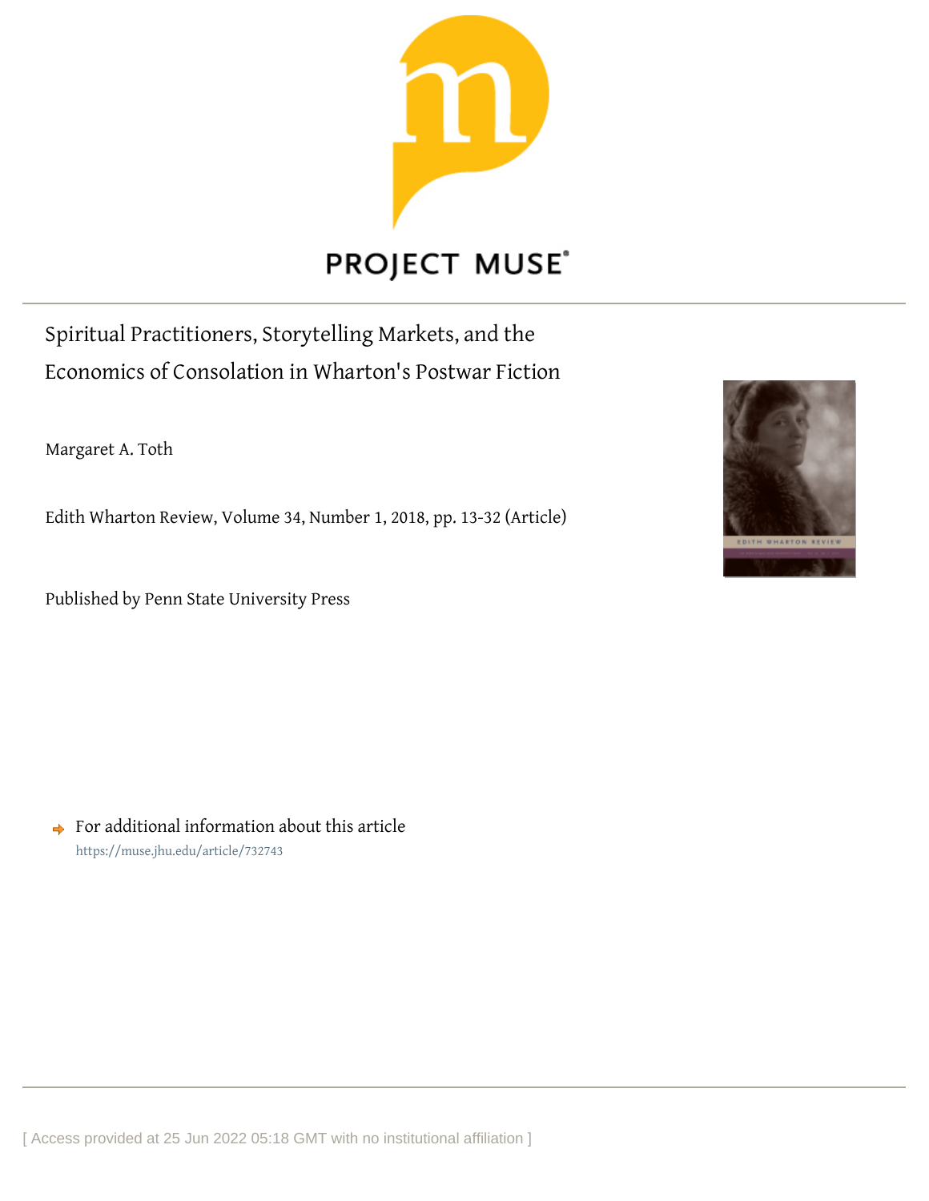PROJECT MUSE

# Spiritual Practitioners, Storytelling Markets, and the Economics of Consolation in Wharton's Postwar Fiction

Margaret A. Toth

Edith Wharton Review, Volume 34, Number 1, 2018, pp. 13-32 (Article)

Published by Penn State University Press

For additional information about this article
https://muse.jhu.edu/article/732743

[ Access provided at 25 Jun 2022 05:18 GMT with no institutional affiliation ]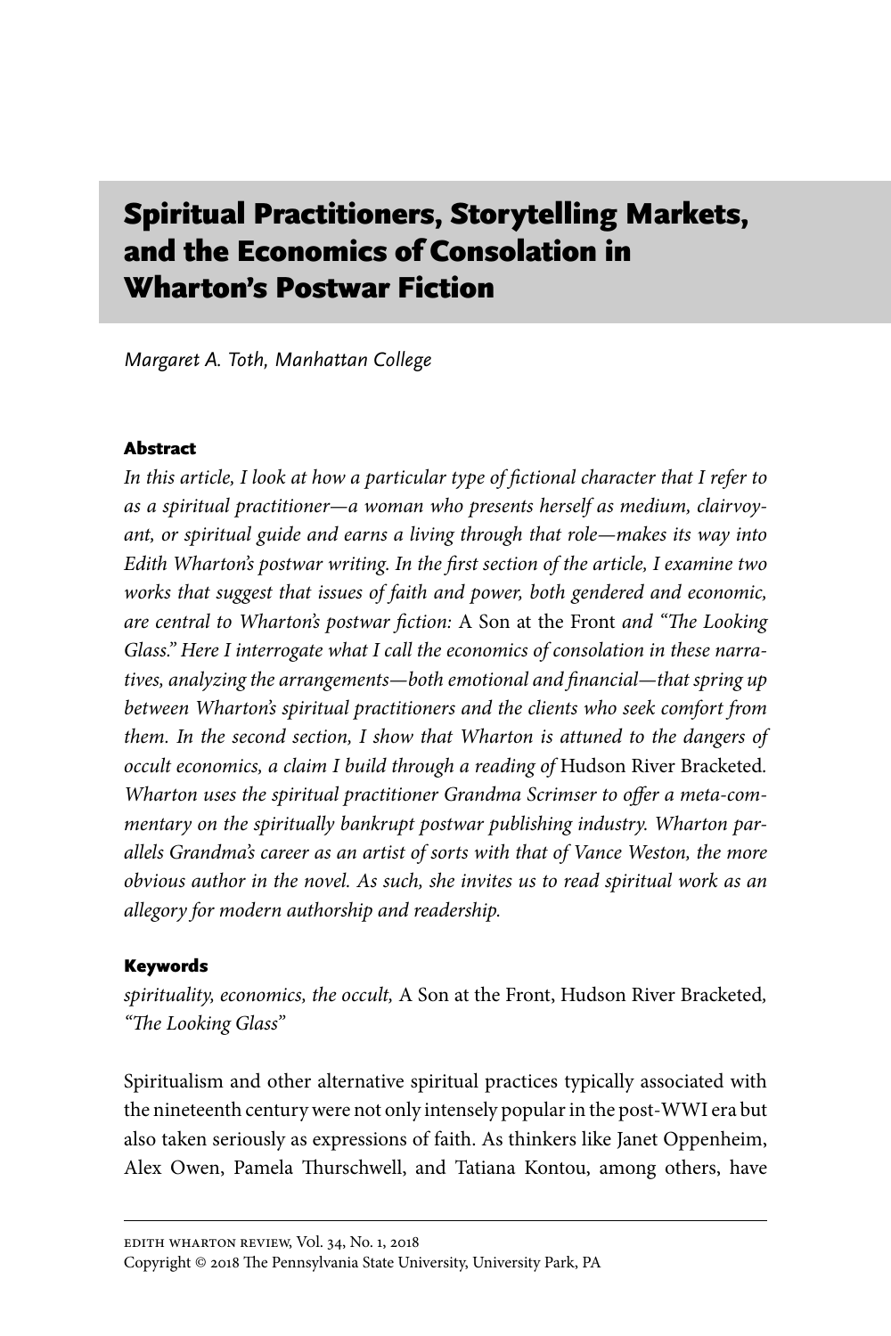# Spiritual Practitioners, Storytelling Markets, and the Economics of Consolation in Wharton's Postwar Fiction

*Margaret A. Toth, Manhattan College*

### Abstract

*In this article, I look at how a particular type of fictional character that I refer to as a spiritual practitioner—a woman who presents herself as medium, clairvoyant, or spiritual guide and earns a living through that role—makes its way into Edith Wharton's postwar writing. In the first section of the article, I examine two works that suggest that issues of faith and power, both gendered and economic, are central to Wharton's postwar fiction:* A Son at the Front *and "The Looking Glass." Here I interrogate what I call the economics of consolation in these narratives, analyzing the arrangements—both emotional and financial—that spring up between Wharton's spiritual practitioners and the clients who seek comfort from them. In the second section, I show that Wharton is attuned to the dangers of occult economics, a claim I build through a reading of* Hudson River Bracketed. *Wharton uses the spiritual practitioner Grandma Scrimser to offer a meta-commentary on the spiritually bankrupt postwar publishing industry. Wharton parallels Grandma's career as an artist of sorts with that of Vance Weston, the more obvious author in the novel. As such, she invites us to read spiritual work as an allegory for modern authorship and readership.*

### Keywords

*spirituality, economics, the occult,* A Son at the Front, Hudson River Bracketed, *"The Looking Glass"*

Spiritualism and other alternative spiritual practices typically associated with the nineteenth century were not only intensely popular in the post-WWI era but also taken seriously as expressions of faith. As thinkers like Janet Oppenheim, Alex Owen, Pamela Thurschwell, and Tatiana Kontou, among others, have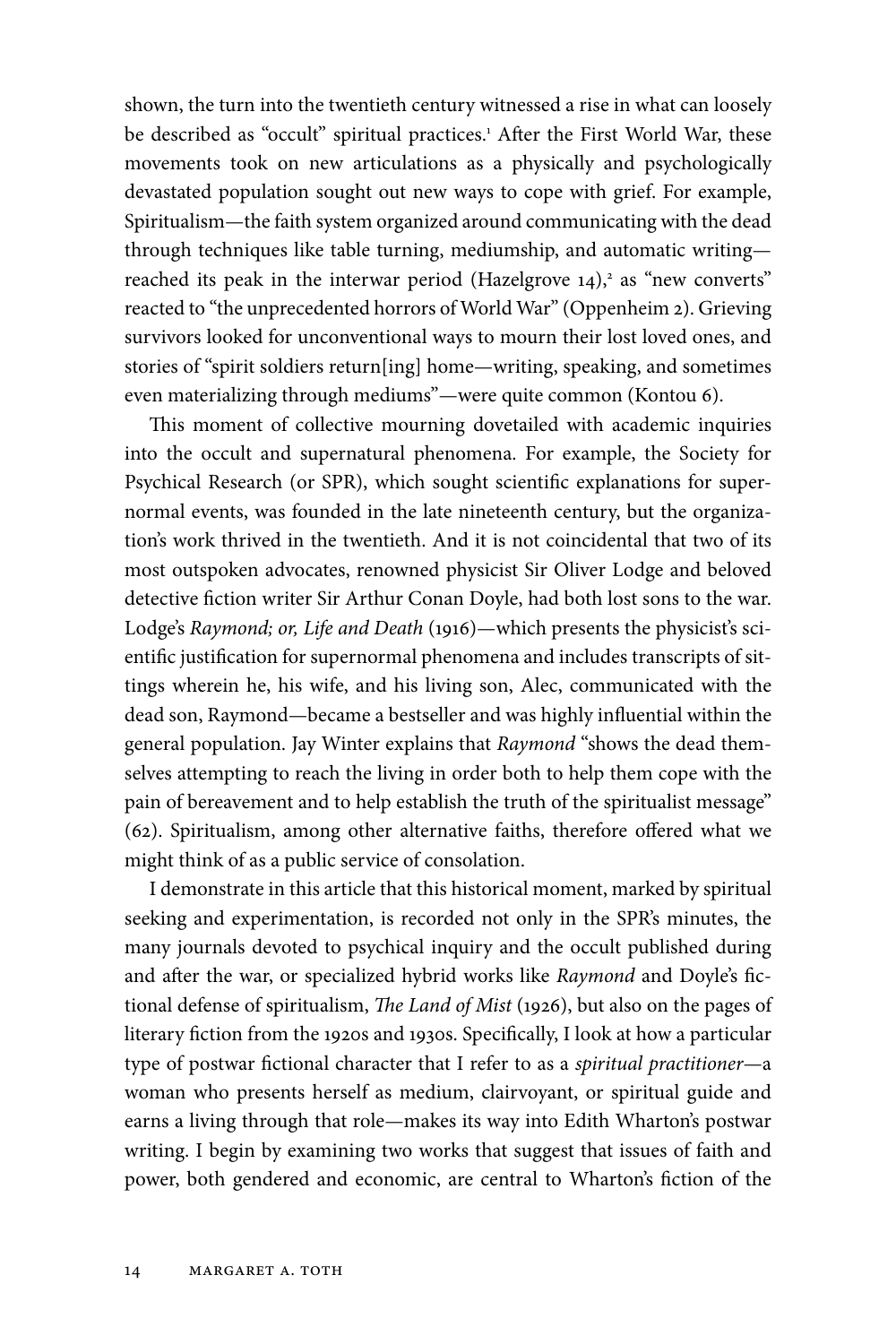shown, the turn into the twentieth century witnessed a rise in what can loosely be described as "occult" spiritual practices.[1] After the First World War, these movements took on new articulations as a physically and psychologically devastated population sought out new ways to cope with grief. For example, Spiritualism—the faith system organized around communicating with the dead through techniques like table turning, mediumship, and automatic writing—reached its peak in the interwar period (Hazelgrove 14),[2] as "new converts" reacted to "the unprecedented horrors of World War" (Oppenheim 2). Grieving survivors looked for unconventional ways to mourn their lost loved ones, and stories of "spirit soldiers return[ing] home—writing, speaking, and sometimes even materializing through mediums"—were quite common (Kontou 6).

This moment of collective mourning dovetailed with academic inquiries into the occult and supernatural phenomena. For example, the Society for Psychical Research (or SPR), which sought scientific explanations for supernormal events, was founded in the late nineteenth century, but the organization's work thrived in the twentieth. And it is not coincidental that two of its most outspoken advocates, renowned physicist Sir Oliver Lodge and beloved detective fiction writer Sir Arthur Conan Doyle, had both lost sons to the war. Lodge's *Raymond; or, Life and Death* (1916)—which presents the physicist's scientific justification for supernormal phenomena and includes transcripts of sittings wherein he, his wife, and his living son, Alec, communicated with the dead son, Raymond—became a bestseller and was highly influential within the general population. Jay Winter explains that *Raymond* "shows the dead themselves attempting to reach the living in order both to help them cope with the pain of bereavement and to help establish the truth of the spiritualist message" (62). Spiritualism, among other alternative faiths, therefore offered what we might think of as a public service of consolation.

I demonstrate in this article that this historical moment, marked by spiritual seeking and experimentation, is recorded not only in the SPR's minutes, the many journals devoted to psychical inquiry and the occult published during and after the war, or specialized hybrid works like *Raymond* and Doyle's fictional defense of spiritualism, *The Land of Mist* (1926), but also on the pages of literary fiction from the 1920s and 1930s. Specifically, I look at how a particular type of postwar fictional character that I refer to as a *spiritual practitioner*—a woman who presents herself as medium, clairvoyant, or spiritual guide and earns a living through that role—makes its way into Edith Wharton's postwar writing. I begin by examining two works that suggest that issues of faith and power, both gendered and economic, are central to Wharton's fiction of the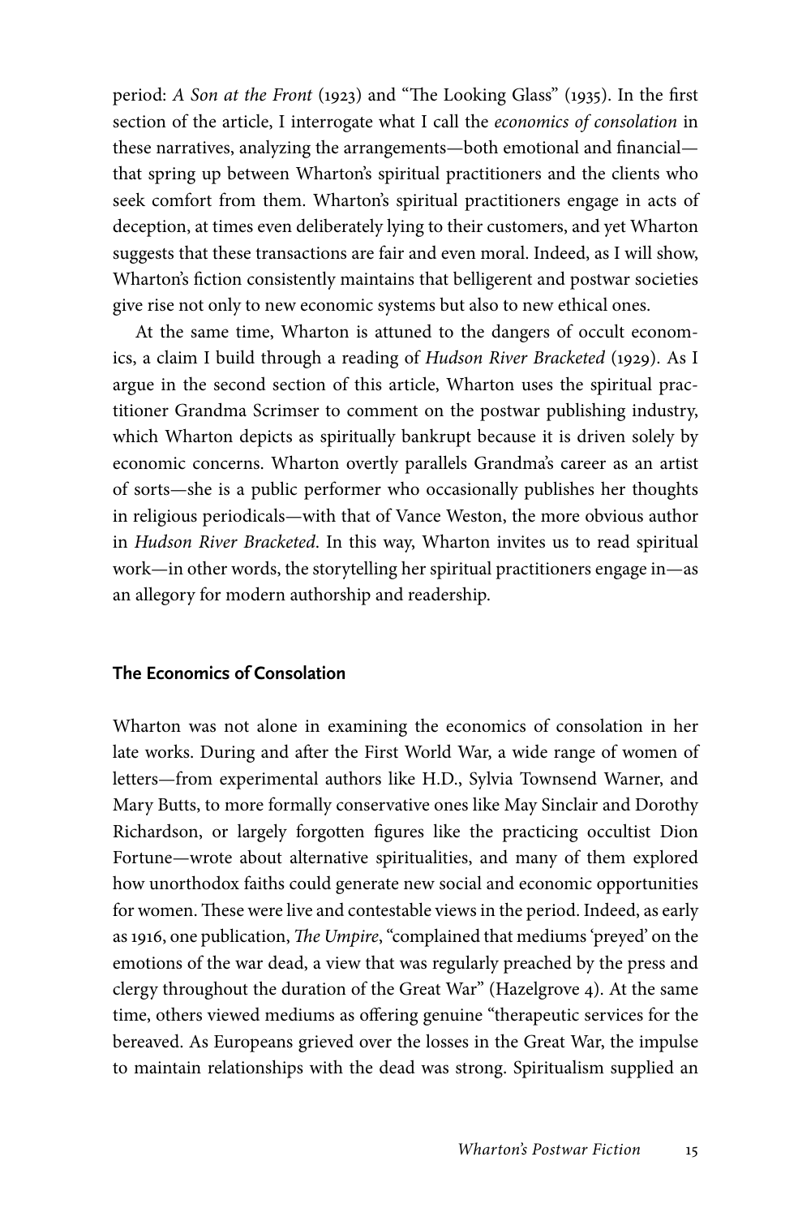period: *A Son at the Front* (1923) and "The Looking Glass" (1935). In the first section of the article, I interrogate what I call the *economics of consolation* in these narratives, analyzing the arrangements—both emotional and financial—that spring up between Wharton's spiritual practitioners and the clients who seek comfort from them. Wharton's spiritual practitioners engage in acts of deception, at times even deliberately lying to their customers, and yet Wharton suggests that these transactions are fair and even moral. Indeed, as I will show, Wharton's fiction consistently maintains that belligerent and postwar societies give rise not only to new economic systems but also to new ethical ones.

At the same time, Wharton is attuned to the dangers of occult economics, a claim I build through a reading of *Hudson River Bracketed* (1929). As I argue in the second section of this article, Wharton uses the spiritual practitioner Grandma Scrimser to comment on the postwar publishing industry, which Wharton depicts as spiritually bankrupt because it is driven solely by economic concerns. Wharton overtly parallels Grandma's career as an artist of sorts—she is a public performer who occasionally publishes her thoughts in religious periodicals—with that of Vance Weston, the more obvious author in *Hudson River Bracketed*. In this way, Wharton invites us to read spiritual work—in other words, the storytelling her spiritual practitioners engage in—as an allegory for modern authorship and readership.

## The Economics of Consolation

Wharton was not alone in examining the economics of consolation in her late works. During and after the First World War, a wide range of women of letters—from experimental authors like H.D., Sylvia Townsend Warner, and Mary Butts, to more formally conservative ones like May Sinclair and Dorothy Richardson, or largely forgotten figures like the practicing occultist Dion Fortune—wrote about alternative spiritualities, and many of them explored how unorthodox faiths could generate new social and economic opportunities for women. These were live and contestable views in the period. Indeed, as early as 1916, one publication, *The Umpire*, "complained that mediums 'preyed' on the emotions of the war dead, a view that was regularly preached by the press and clergy throughout the duration of the Great War" (Hazelgrove 4). At the same time, others viewed mediums as offering genuine "therapeutic services for the bereaved. As Europeans grieved over the losses in the Great War, the impulse to maintain relationships with the dead was strong. Spiritualism supplied an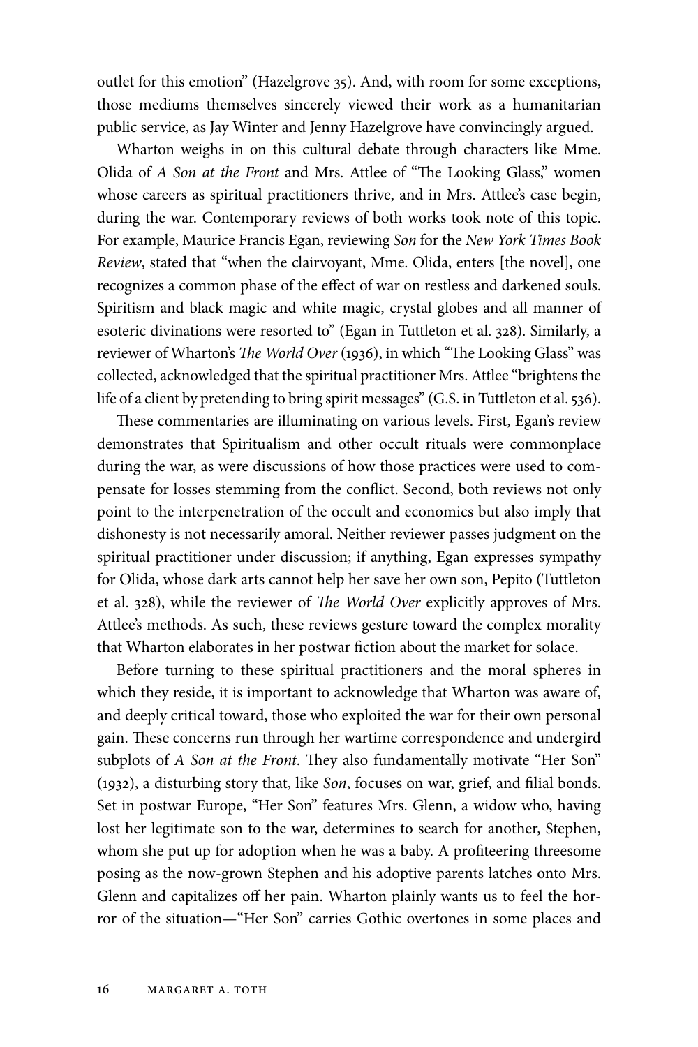outlet for this emotion" (Hazelgrove 35). And, with room for some exceptions, those mediums themselves sincerely viewed their work as a humanitarian public service, as Jay Winter and Jenny Hazelgrove have convincingly argued.

Wharton weighs in on this cultural debate through characters like Mme. Olida of *A Son at the Front* and Mrs. Attlee of "The Looking Glass," women whose careers as spiritual practitioners thrive, and in Mrs. Attlee's case begin, during the war. Contemporary reviews of both works took note of this topic. For example, Maurice Francis Egan, reviewing *Son* for the *New York Times Book Review*, stated that "when the clairvoyant, Mme. Olida, enters [the novel], one recognizes a common phase of the effect of war on restless and darkened souls. Spiritism and black magic and white magic, crystal globes and all manner of esoteric divinations were resorted to" (Egan in Tuttleton et al. 328). Similarly, a reviewer of Wharton's *The World Over* (1936), in which "The Looking Glass" was collected, acknowledged that the spiritual practitioner Mrs. Attlee "brightens the life of a client by pretending to bring spirit messages" (G.S. in Tuttleton et al. 536).

These commentaries are illuminating on various levels. First, Egan's review demonstrates that Spiritualism and other occult rituals were commonplace during the war, as were discussions of how those practices were used to compensate for losses stemming from the conflict. Second, both reviews not only point to the interpenetration of the occult and economics but also imply that dishonesty is not necessarily amoral. Neither reviewer passes judgment on the spiritual practitioner under discussion; if anything, Egan expresses sympathy for Olida, whose dark arts cannot help her save her own son, Pepito (Tuttleton et al. 328), while the reviewer of *The World Over* explicitly approves of Mrs. Attlee's methods. As such, these reviews gesture toward the complex morality that Wharton elaborates in her postwar fiction about the market for solace.

Before turning to these spiritual practitioners and the moral spheres in which they reside, it is important to acknowledge that Wharton was aware of, and deeply critical toward, those who exploited the war for their own personal gain. These concerns run through her wartime correspondence and undergird subplots of *A Son at the Front*. They also fundamentally motivate "Her Son" (1932), a disturbing story that, like *Son*, focuses on war, grief, and filial bonds. Set in postwar Europe, "Her Son" features Mrs. Glenn, a widow who, having lost her legitimate son to the war, determines to search for another, Stephen, whom she put up for adoption when he was a baby. A profiteering threesome posing as the now-grown Stephen and his adoptive parents latches onto Mrs. Glenn and capitalizes off her pain. Wharton plainly wants us to feel the horror of the situation—"Her Son" carries Gothic overtones in some places and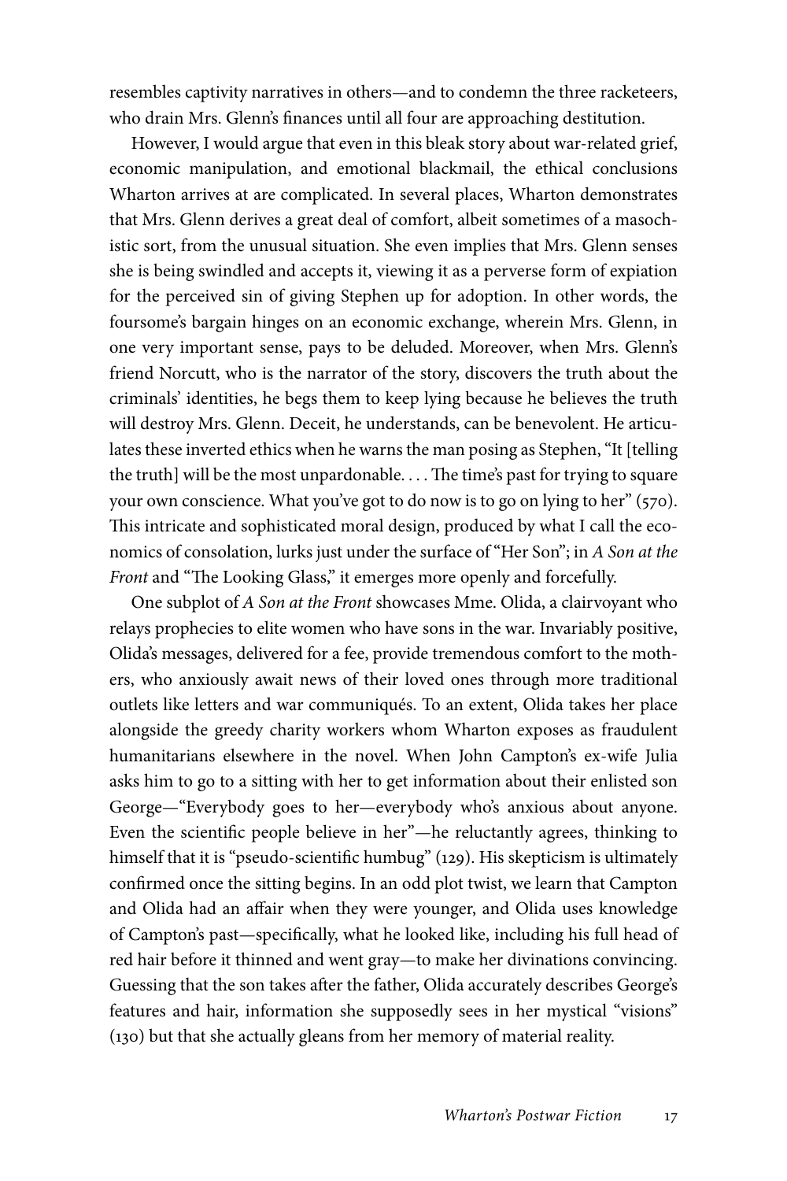resembles captivity narratives in others—and to condemn the three racketeers, who drain Mrs. Glenn's finances until all four are approaching destitution.

However, I would argue that even in this bleak story about war-related grief, economic manipulation, and emotional blackmail, the ethical conclusions Wharton arrives at are complicated. In several places, Wharton demonstrates that Mrs. Glenn derives a great deal of comfort, albeit sometimes of a masochistic sort, from the unusual situation. She even implies that Mrs. Glenn senses she is being swindled and accepts it, viewing it as a perverse form of expiation for the perceived sin of giving Stephen up for adoption. In other words, the foursome's bargain hinges on an economic exchange, wherein Mrs. Glenn, in one very important sense, pays to be deluded. Moreover, when Mrs. Glenn's friend Norcutt, who is the narrator of the story, discovers the truth about the criminals' identities, he begs them to keep lying because he believes the truth will destroy Mrs. Glenn. Deceit, he understands, can be benevolent. He articulates these inverted ethics when he warns the man posing as Stephen, "It [telling the truth] will be the most unpardonable. . . . The time's past for trying to square your own conscience. What you've got to do now is to go on lying to her" (570). This intricate and sophisticated moral design, produced by what I call the economics of consolation, lurks just under the surface of "Her Son"; in *A Son at the Front* and "The Looking Glass," it emerges more openly and forcefully.

One subplot of *A Son at the Front* showcases Mme. Olida, a clairvoyant who relays prophecies to elite women who have sons in the war. Invariably positive, Olida's messages, delivered for a fee, provide tremendous comfort to the mothers, who anxiously await news of their loved ones through more traditional outlets like letters and war communiqués. To an extent, Olida takes her place alongside the greedy charity workers whom Wharton exposes as fraudulent humanitarians elsewhere in the novel. When John Campton's ex-wife Julia asks him to go to a sitting with her to get information about their enlisted son George—"Everybody goes to her—everybody who's anxious about anyone. Even the scientific people believe in her"—he reluctantly agrees, thinking to himself that it is "pseudo-scientific humbug" (129). His skepticism is ultimately confirmed once the sitting begins. In an odd plot twist, we learn that Campton and Olida had an affair when they were younger, and Olida uses knowledge of Campton's past—specifically, what he looked like, including his full head of red hair before it thinned and went gray—to make her divinations convincing. Guessing that the son takes after the father, Olida accurately describes George's features and hair, information she supposedly sees in her mystical "visions" (130) but that she actually gleans from her memory of material reality.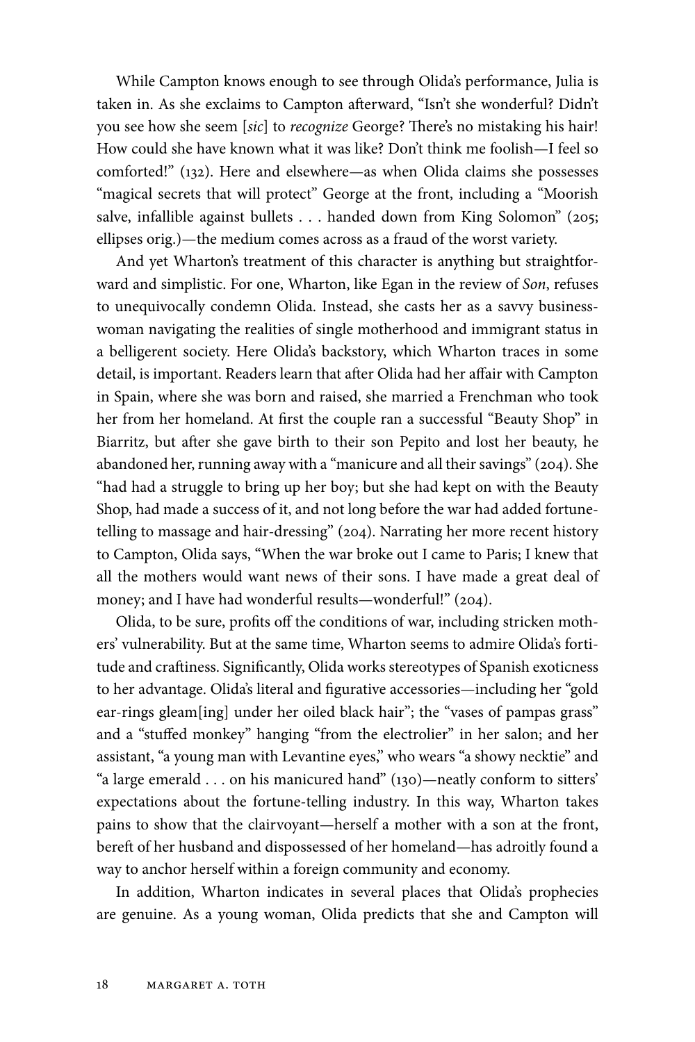While Campton knows enough to see through Olida's performance, Julia is taken in. As she exclaims to Campton afterward, "Isn't she wonderful? Didn't you see how she seem [*sic*] to *recognize* George? There's no mistaking his hair! How could she have known what it was like? Don't think me foolish—I feel so comforted!" (132). Here and elsewhere—as when Olida claims she possesses "magical secrets that will protect" George at the front, including a "Moorish salve, infallible against bullets . . . handed down from King Solomon" (205; ellipses orig.)—the medium comes across as a fraud of the worst variety.

And yet Wharton's treatment of this character is anything but straightforward and simplistic. For one, Wharton, like Egan in the review of *Son*, refuses to unequivocally condemn Olida. Instead, she casts her as a savvy businesswoman navigating the realities of single motherhood and immigrant status in a belligerent society. Here Olida's backstory, which Wharton traces in some detail, is important. Readers learn that after Olida had her affair with Campton in Spain, where she was born and raised, she married a Frenchman who took her from her homeland. At first the couple ran a successful "Beauty Shop" in Biarritz, but after she gave birth to their son Pepito and lost her beauty, he abandoned her, running away with a "manicure and all their savings" (204). She "had had a struggle to bring up her boy; but she had kept on with the Beauty Shop, had made a success of it, and not long before the war had added fortune-telling to massage and hair-dressing" (204). Narrating her more recent history to Campton, Olida says, "When the war broke out I came to Paris; I knew that all the mothers would want news of their sons. I have made a great deal of money; and I have had wonderful results—wonderful!" (204).

Olida, to be sure, profits off the conditions of war, including stricken mothers' vulnerability. But at the same time, Wharton seems to admire Olida's fortitude and craftiness. Significantly, Olida works stereotypes of Spanish exoticness to her advantage. Olida's literal and figurative accessories—including her "gold ear-rings gleam[ing] under her oiled black hair"; the "vases of pampas grass" and a "stuffed monkey" hanging "from the electrolier" in her salon; and her assistant, "a young man with Levantine eyes," who wears "a showy necktie" and "a large emerald . . . on his manicured hand" (130)—neatly conform to sitters' expectations about the fortune-telling industry. In this way, Wharton takes pains to show that the clairvoyant—herself a mother with a son at the front, bereft of her husband and dispossessed of her homeland—has adroitly found a way to anchor herself within a foreign community and economy.

In addition, Wharton indicates in several places that Olida's prophecies are genuine. As a young woman, Olida predicts that she and Campton will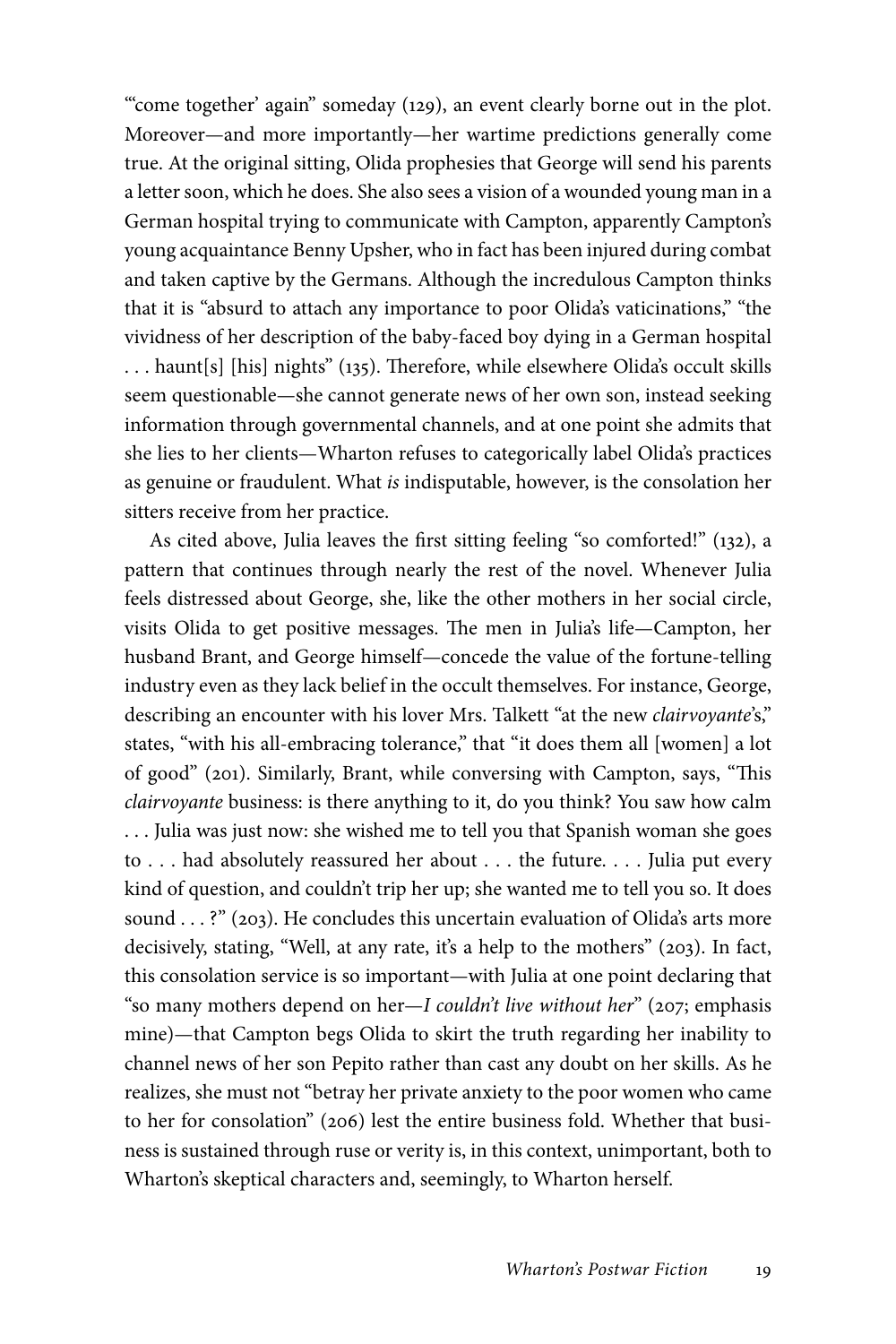"'come together' again" someday (129), an event clearly borne out in the plot. Moreover—and more importantly—her wartime predictions generally come true. At the original sitting, Olida prophesies that George will send his parents a letter soon, which he does. She also sees a vision of a wounded young man in a German hospital trying to communicate with Campton, apparently Campton's young acquaintance Benny Upsher, who in fact has been injured during combat and taken captive by the Germans. Although the incredulous Campton thinks that it is "absurd to attach any importance to poor Olida's vaticinations," "the vividness of her description of the baby-faced boy dying in a German hospital . . . haunt[s] [his] nights" (135). Therefore, while elsewhere Olida's occult skills seem questionable—she cannot generate news of her own son, instead seeking information through governmental channels, and at one point she admits that she lies to her clients—Wharton refuses to categorically label Olida's practices as genuine or fraudulent. What *is* indisputable, however, is the consolation her sitters receive from her practice.

As cited above, Julia leaves the first sitting feeling "so comforted!" (132), a pattern that continues through nearly the rest of the novel. Whenever Julia feels distressed about George, she, like the other mothers in her social circle, visits Olida to get positive messages. The men in Julia's life—Campton, her husband Brant, and George himself—concede the value of the fortune-telling industry even as they lack belief in the occult themselves. For instance, George, describing an encounter with his lover Mrs. Talkett "at the new *clairvoyante*'s," states, "with his all-embracing tolerance," that "it does them all [women] a lot of good" (201). Similarly, Brant, while conversing with Campton, says, "This *clairvoyante* business: is there anything to it, do you think? You saw how calm . . . Julia was just now: she wished me to tell you that Spanish woman she goes to . . . had absolutely reassured her about . . . the future. . . . Julia put every kind of question, and couldn't trip her up; she wanted me to tell you so. It does sound . . . ?" (203). He concludes this uncertain evaluation of Olida's arts more decisively, stating, "Well, at any rate, it's a help to the mothers" (203). In fact, this consolation service is so important—with Julia at one point declaring that "so many mothers depend on her—*I couldn't live without her*" (207; emphasis mine)—that Campton begs Olida to skirt the truth regarding her inability to channel news of her son Pepito rather than cast any doubt on her skills. As he realizes, she must not "betray her private anxiety to the poor women who came to her for consolation" (206) lest the entire business fold. Whether that business is sustained through ruse or verity is, in this context, unimportant, both to Wharton's skeptical characters and, seemingly, to Wharton herself.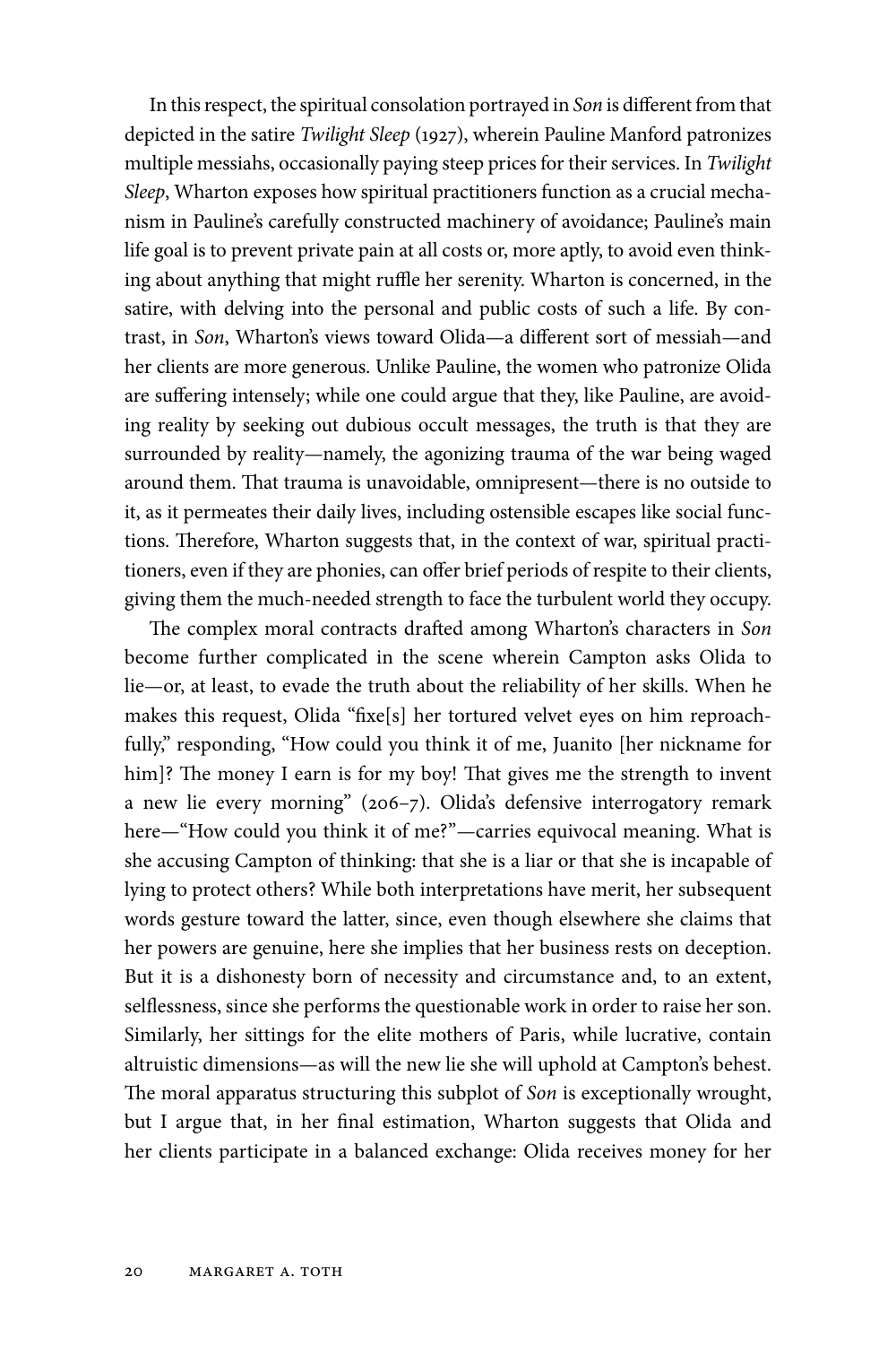In this respect, the spiritual consolation portrayed in *Son* is different from that depicted in the satire *Twilight Sleep* (1927), wherein Pauline Manford patronizes multiple messiahs, occasionally paying steep prices for their services. In *Twilight Sleep*, Wharton exposes how spiritual practitioners function as a crucial mechanism in Pauline's carefully constructed machinery of avoidance; Pauline's main life goal is to prevent private pain at all costs or, more aptly, to avoid even thinking about anything that might ruffle her serenity. Wharton is concerned, in the satire, with delving into the personal and public costs of such a life. By contrast, in *Son*, Wharton's views toward Olida—a different sort of messiah—and her clients are more generous. Unlike Pauline, the women who patronize Olida are suffering intensely; while one could argue that they, like Pauline, are avoiding reality by seeking out dubious occult messages, the truth is that they are surrounded by reality—namely, the agonizing trauma of the war being waged around them. That trauma is unavoidable, omnipresent—there is no outside to it, as it permeates their daily lives, including ostensible escapes like social functions. Therefore, Wharton suggests that, in the context of war, spiritual practitioners, even if they are phonies, can offer brief periods of respite to their clients, giving them the much-needed strength to face the turbulent world they occupy.

The complex moral contracts drafted among Wharton's characters in *Son* become further complicated in the scene wherein Campton asks Olida to lie—or, at least, to evade the truth about the reliability of her skills. When he makes this request, Olida "fixe[s] her tortured velvet eyes on him reproachfully," responding, "How could you think it of me, Juanito [her nickname for him]? The money I earn is for my boy! That gives me the strength to invent a new lie every morning" (206–7). Olida's defensive interrogatory remark here—"How could you think it of me?"—carries equivocal meaning. What is she accusing Campton of thinking: that she is a liar or that she is incapable of lying to protect others? While both interpretations have merit, her subsequent words gesture toward the latter, since, even though elsewhere she claims that her powers are genuine, here she implies that her business rests on deception. But it is a dishonesty born of necessity and circumstance and, to an extent, selflessness, since she performs the questionable work in order to raise her son. Similarly, her sittings for the elite mothers of Paris, while lucrative, contain altruistic dimensions—as will the new lie she will uphold at Campton's behest. The moral apparatus structuring this subplot of *Son* is exceptionally wrought, but I argue that, in her final estimation, Wharton suggests that Olida and her clients participate in a balanced exchange: Olida receives money for her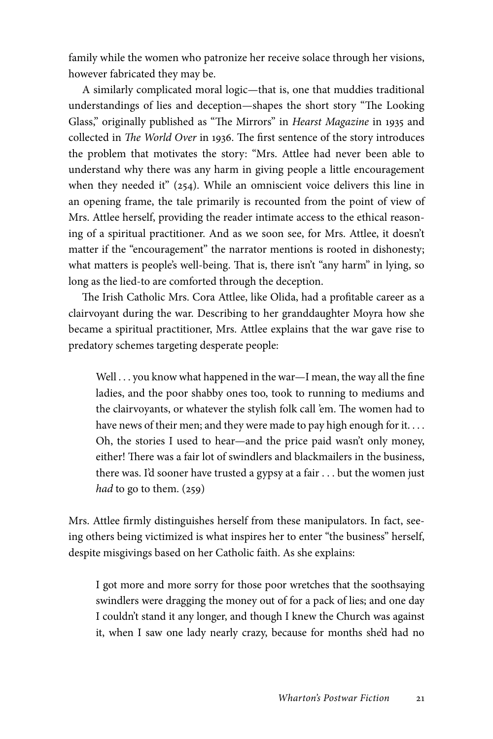family while the women who patronize her receive solace through her visions, however fabricated they may be.

A similarly complicated moral logic—that is, one that muddies traditional understandings of lies and deception—shapes the short story "The Looking Glass," originally published as "The Mirrors" in *Hearst Magazine* in 1935 and collected in *The World Over* in 1936. The first sentence of the story introduces the problem that motivates the story: "Mrs. Attlee had never been able to understand why there was any harm in giving people a little encouragement when they needed it" (254). While an omniscient voice delivers this line in an opening frame, the tale primarily is recounted from the point of view of Mrs. Attlee herself, providing the reader intimate access to the ethical reasoning of a spiritual practitioner. And as we soon see, for Mrs. Attlee, it doesn't matter if the "encouragement" the narrator mentions is rooted in dishonesty; what matters is people's well-being. That is, there isn't "any harm" in lying, so long as the lied-to are comforted through the deception.

The Irish Catholic Mrs. Cora Attlee, like Olida, had a profitable career as a clairvoyant during the war. Describing to her granddaughter Moyra how she became a spiritual practitioner, Mrs. Attlee explains that the war gave rise to predatory schemes targeting desperate people:

> Well . . . you know what happened in the war—I mean, the way all the fine ladies, and the poor shabby ones too, took to running to mediums and the clairvoyants, or whatever the stylish folk call 'em. The women had to have news of their men; and they were made to pay high enough for it. . . . Oh, the stories I used to hear—and the price paid wasn't only money, either! There was a fair lot of swindlers and blackmailers in the business, there was. I'd sooner have trusted a gypsy at a fair . . . but the women just *had* to go to them. (259)

Mrs. Attlee firmly distinguishes herself from these manipulators. In fact, seeing others being victimized is what inspires her to enter "the business" herself, despite misgivings based on her Catholic faith. As she explains:

> I got more and more sorry for those poor wretches that the soothsaying swindlers were dragging the money out of for a pack of lies; and one day I couldn't stand it any longer, and though I knew the Church was against it, when I saw one lady nearly crazy, because for months she'd had no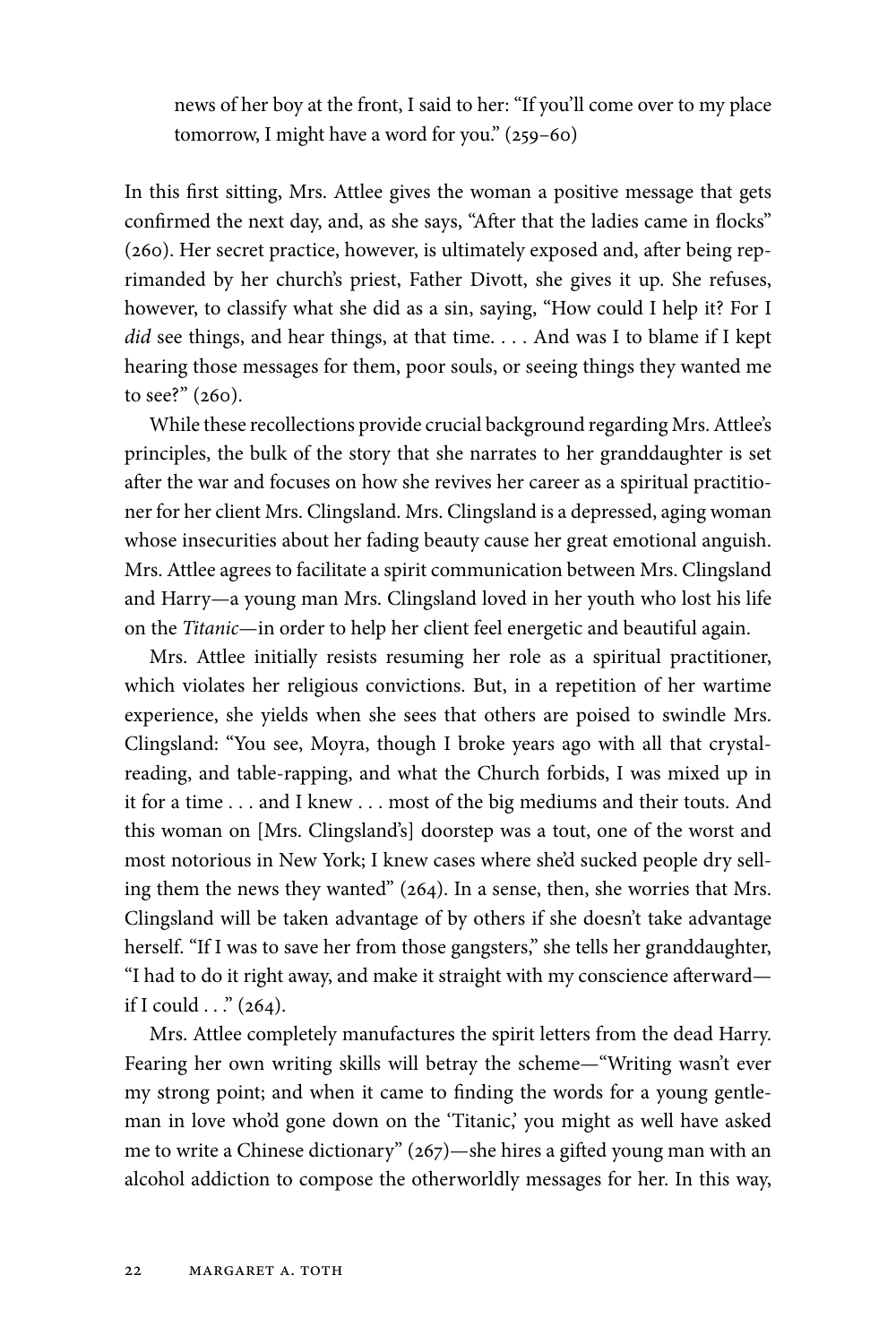> news of her boy at the front, I said to her: "If you'll come over to my place tomorrow, I might have a word for you." (259–60)

In this first sitting, Mrs. Attlee gives the woman a positive message that gets confirmed the next day, and, as she says, "After that the ladies came in flocks" (260). Her secret practice, however, is ultimately exposed and, after being reprimanded by her church's priest, Father Divott, she gives it up. She refuses, however, to classify what she did as a sin, saying, "How could I help it? For I *did* see things, and hear things, at that time. . . . And was I to blame if I kept hearing those messages for them, poor souls, or seeing things they wanted me to see?" (260).

While these recollections provide crucial background regarding Mrs. Attlee's principles, the bulk of the story that she narrates to her granddaughter is set after the war and focuses on how she revives her career as a spiritual practitioner for her client Mrs. Clingsland. Mrs. Clingsland is a depressed, aging woman whose insecurities about her fading beauty cause her great emotional anguish. Mrs. Attlee agrees to facilitate a spirit communication between Mrs. Clingsland and Harry—a young man Mrs. Clingsland loved in her youth who lost his life on the *Titanic*—in order to help her client feel energetic and beautiful again.

Mrs. Attlee initially resists resuming her role as a spiritual practitioner, which violates her religious convictions. But, in a repetition of her wartime experience, she yields when she sees that others are poised to swindle Mrs. Clingsland: "You see, Moyra, though I broke years ago with all that crystal-reading, and table-rapping, and what the Church forbids, I was mixed up in it for a time . . . and I knew . . . most of the big mediums and their touts. And this woman on [Mrs. Clingsland's] doorstep was a tout, one of the worst and most notorious in New York; I knew cases where she'd sucked people dry selling them the news they wanted" (264). In a sense, then, she worries that Mrs. Clingsland will be taken advantage of by others if she doesn't take advantage herself. "If I was to save her from those gangsters," she tells her granddaughter, "I had to do it right away, and make it straight with my conscience afterward—if I could . . ." (264).

Mrs. Attlee completely manufactures the spirit letters from the dead Harry. Fearing her own writing skills will betray the scheme—"Writing wasn't ever my strong point; and when it came to finding the words for a young gentleman in love who'd gone down on the 'Titanic,' you might as well have asked me to write a Chinese dictionary" (267)—she hires a gifted young man with an alcohol addiction to compose the otherworldly messages for her. In this way,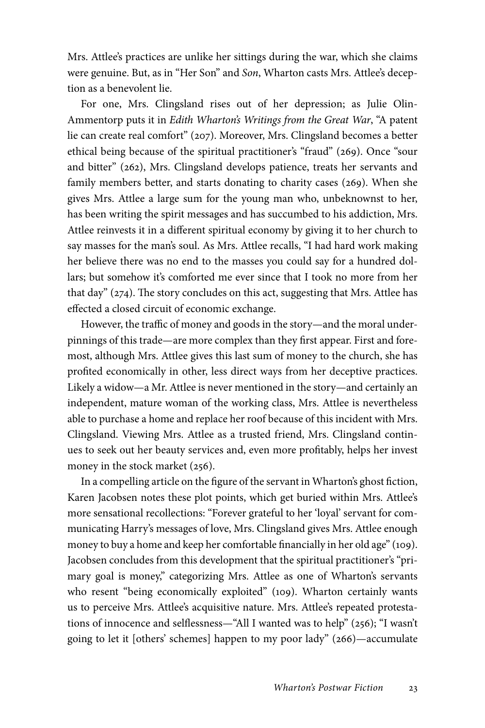Mrs. Attlee's practices are unlike her sittings during the war, which she claims were genuine. But, as in "Her Son" and *Son*, Wharton casts Mrs. Attlee's deception as a benevolent lie.

For one, Mrs. Clingsland rises out of her depression; as Julie Olin-Ammentorp puts it in *Edith Wharton's Writings from the Great War*, "A patent lie can create real comfort" (207). Moreover, Mrs. Clingsland becomes a better ethical being because of the spiritual practitioner's "fraud" (269). Once "sour and bitter" (262), Mrs. Clingsland develops patience, treats her servants and family members better, and starts donating to charity cases (269). When she gives Mrs. Attlee a large sum for the young man who, unbeknownst to her, has been writing the spirit messages and has succumbed to his addiction, Mrs. Attlee reinvests it in a different spiritual economy by giving it to her church to say masses for the man's soul. As Mrs. Attlee recalls, "I had hard work making her believe there was no end to the masses you could say for a hundred dollars; but somehow it's comforted me ever since that I took no more from her that day" (274). The story concludes on this act, suggesting that Mrs. Attlee has effected a closed circuit of economic exchange.

However, the traffic of money and goods in the story—and the moral underpinnings of this trade—are more complex than they first appear. First and foremost, although Mrs. Attlee gives this last sum of money to the church, she has profited economically in other, less direct ways from her deceptive practices. Likely a widow—a Mr. Attlee is never mentioned in the story—and certainly an independent, mature woman of the working class, Mrs. Attlee is nevertheless able to purchase a home and replace her roof because of this incident with Mrs. Clingsland. Viewing Mrs. Attlee as a trusted friend, Mrs. Clingsland continues to seek out her beauty services and, even more profitably, helps her invest money in the stock market (256).

In a compelling article on the figure of the servant in Wharton's ghost fiction, Karen Jacobsen notes these plot points, which get buried within Mrs. Attlee's more sensational recollections: "Forever grateful to her 'loyal' servant for communicating Harry's messages of love, Mrs. Clingsland gives Mrs. Attlee enough money to buy a home and keep her comfortable financially in her old age" (109). Jacobsen concludes from this development that the spiritual practitioner's "primary goal is money," categorizing Mrs. Attlee as one of Wharton's servants who resent "being economically exploited" (109). Wharton certainly wants us to perceive Mrs. Attlee's acquisitive nature. Mrs. Attlee's repeated protestations of innocence and selflessness—"All I wanted was to help" (256); "I wasn't going to let it [others' schemes] happen to my poor lady" (266)—accumulate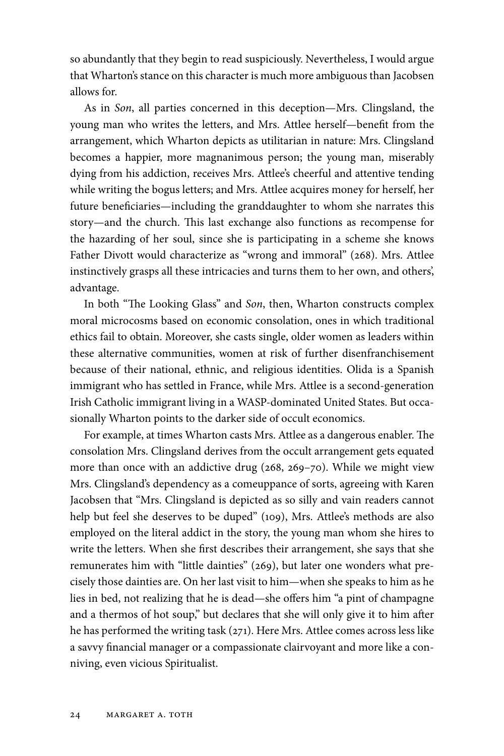so abundantly that they begin to read suspiciously. Nevertheless, I would argue that Wharton's stance on this character is much more ambiguous than Jacobsen allows for.

As in *Son*, all parties concerned in this deception—Mrs. Clingsland, the young man who writes the letters, and Mrs. Attlee herself—benefit from the arrangement, which Wharton depicts as utilitarian in nature: Mrs. Clingsland becomes a happier, more magnanimous person; the young man, miserably dying from his addiction, receives Mrs. Attlee's cheerful and attentive tending while writing the bogus letters; and Mrs. Attlee acquires money for herself, her future beneficiaries—including the granddaughter to whom she narrates this story—and the church. This last exchange also functions as recompense for the hazarding of her soul, since she is participating in a scheme she knows Father Divott would characterize as "wrong and immoral" (268). Mrs. Attlee instinctively grasps all these intricacies and turns them to her own, and others', advantage.

In both "The Looking Glass" and *Son*, then, Wharton constructs complex moral microcosms based on economic consolation, ones in which traditional ethics fail to obtain. Moreover, she casts single, older women as leaders within these alternative communities, women at risk of further disenfranchisement because of their national, ethnic, and religious identities. Olida is a Spanish immigrant who has settled in France, while Mrs. Attlee is a second-generation Irish Catholic immigrant living in a WASP-dominated United States. But occasionally Wharton points to the darker side of occult economics.

For example, at times Wharton casts Mrs. Attlee as a dangerous enabler. The consolation Mrs. Clingsland derives from the occult arrangement gets equated more than once with an addictive drug (268, 269–70). While we might view Mrs. Clingsland's dependency as a comeuppance of sorts, agreeing with Karen Jacobsen that "Mrs. Clingsland is depicted as so silly and vain readers cannot help but feel she deserves to be duped" (109), Mrs. Attlee's methods are also employed on the literal addict in the story, the young man whom she hires to write the letters. When she first describes their arrangement, she says that she remunerates him with "little dainties" (269), but later one wonders what precisely those dainties are. On her last visit to him—when she speaks to him as he lies in bed, not realizing that he is dead—she offers him "a pint of champagne and a thermos of hot soup," but declares that she will only give it to him after he has performed the writing task (271). Here Mrs. Attlee comes across less like a savvy financial manager or a compassionate clairvoyant and more like a conniving, even vicious Spiritualist.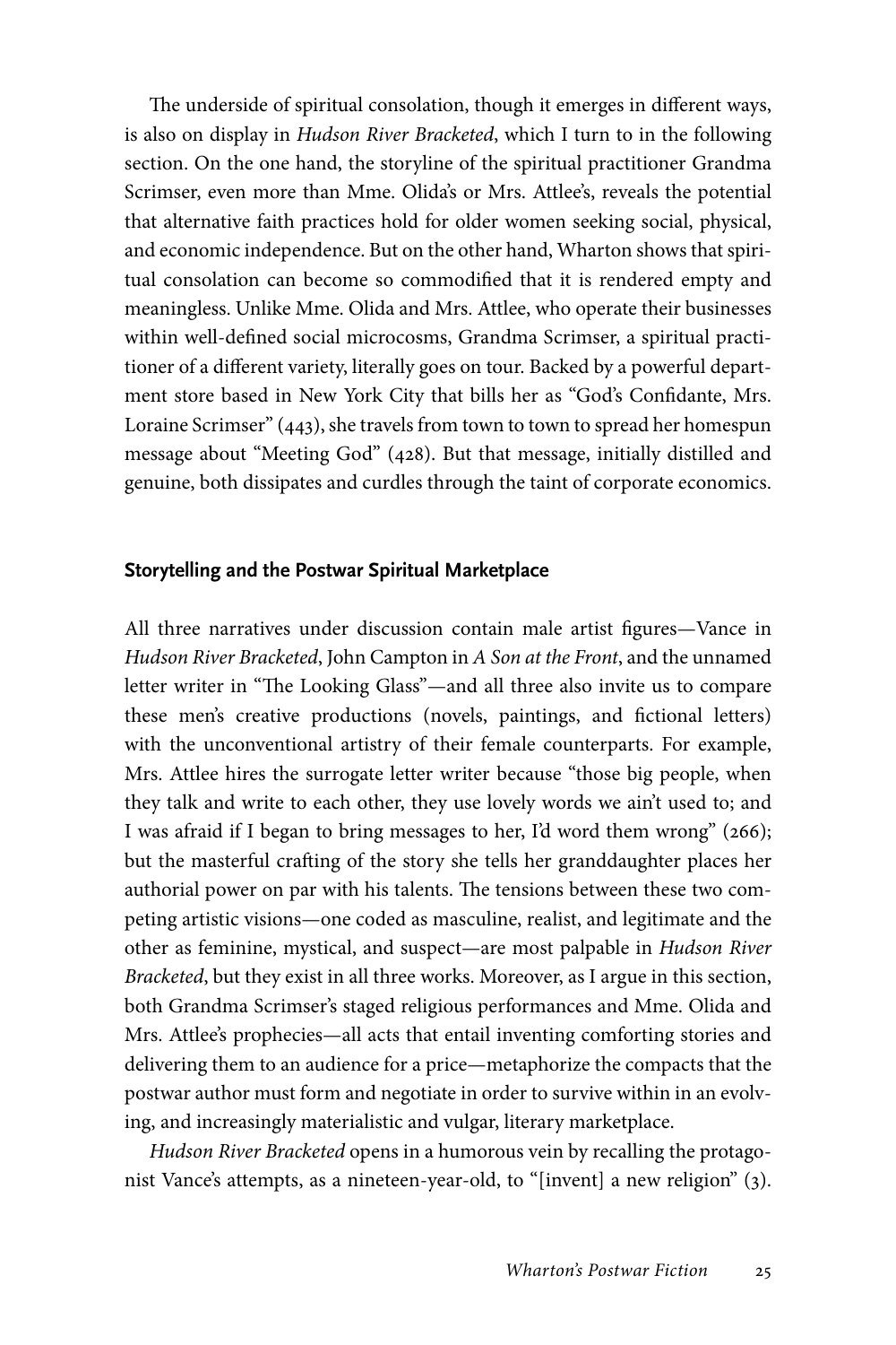The underside of spiritual consolation, though it emerges in different ways, is also on display in *Hudson River Bracketed*, which I turn to in the following section. On the one hand, the storyline of the spiritual practitioner Grandma Scrimser, even more than Mme. Olida's or Mrs. Attlee's, reveals the potential that alternative faith practices hold for older women seeking social, physical, and economic independence. But on the other hand, Wharton shows that spiritual consolation can become so commodified that it is rendered empty and meaningless. Unlike Mme. Olida and Mrs. Attlee, who operate their businesses within well-defined social microcosms, Grandma Scrimser, a spiritual practitioner of a different variety, literally goes on tour. Backed by a powerful department store based in New York City that bills her as "God's Confidante, Mrs. Loraine Scrimser" (443), she travels from town to town to spread her homespun message about "Meeting God" (428). But that message, initially distilled and genuine, both dissipates and curdles through the taint of corporate economics.

### Storytelling and the Postwar Spiritual Marketplace

All three narratives under discussion contain male artist figures—Vance in *Hudson River Bracketed*, John Campton in *A Son at the Front*, and the unnamed letter writer in "The Looking Glass"—and all three also invite us to compare these men's creative productions (novels, paintings, and fictional letters) with the unconventional artistry of their female counterparts. For example, Mrs. Attlee hires the surrogate letter writer because "those big people, when they talk and write to each other, they use lovely words we ain't used to; and I was afraid if I began to bring messages to her, I'd word them wrong" (266); but the masterful crafting of the story she tells her granddaughter places her authorial power on par with his talents. The tensions between these two competing artistic visions—one coded as masculine, realist, and legitimate and the other as feminine, mystical, and suspect—are most palpable in *Hudson River Bracketed*, but they exist in all three works. Moreover, as I argue in this section, both Grandma Scrimser's staged religious performances and Mme. Olida and Mrs. Attlee's prophecies—all acts that entail inventing comforting stories and delivering them to an audience for a price—metaphorize the compacts that the postwar author must form and negotiate in order to survive within in an evolving, and increasingly materialistic and vulgar, literary marketplace.

*Hudson River Bracketed* opens in a humorous vein by recalling the protagonist Vance's attempts, as a nineteen-year-old, to "[invent] a new religion" (3).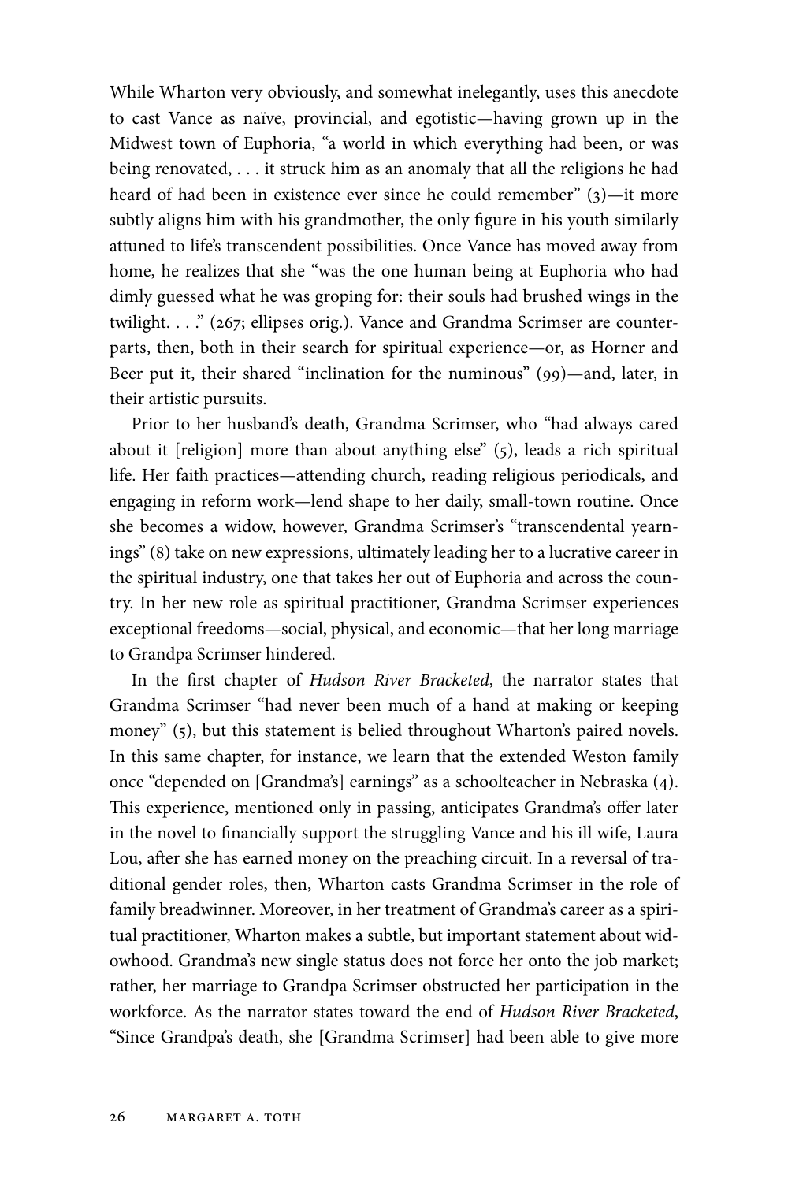While Wharton very obviously, and somewhat inelegantly, uses this anecdote to cast Vance as naïve, provincial, and egotistic—having grown up in the Midwest town of Euphoria, "a world in which everything had been, or was being renovated, . . . it struck him as an anomaly that all the religions he had heard of had been in existence ever since he could remember" (3)—it more subtly aligns him with his grandmother, the only figure in his youth similarly attuned to life's transcendent possibilities. Once Vance has moved away from home, he realizes that she "was the one human being at Euphoria who had dimly guessed what he was groping for: their souls had brushed wings in the twilight. . . ." (267; ellipses orig.). Vance and Grandma Scrimser are counterparts, then, both in their search for spiritual experience—or, as Horner and Beer put it, their shared "inclination for the numinous" (99)—and, later, in their artistic pursuits.

Prior to her husband's death, Grandma Scrimser, who "had always cared about it [religion] more than about anything else" (5), leads a rich spiritual life. Her faith practices—attending church, reading religious periodicals, and engaging in reform work—lend shape to her daily, small-town routine. Once she becomes a widow, however, Grandma Scrimser's "transcendental yearnings" (8) take on new expressions, ultimately leading her to a lucrative career in the spiritual industry, one that takes her out of Euphoria and across the country. In her new role as spiritual practitioner, Grandma Scrimser experiences exceptional freedoms—social, physical, and economic—that her long marriage to Grandpa Scrimser hindered.

In the first chapter of *Hudson River Bracketed*, the narrator states that Grandma Scrimser "had never been much of a hand at making or keeping money" (5), but this statement is belied throughout Wharton's paired novels. In this same chapter, for instance, we learn that the extended Weston family once "depended on [Grandma's] earnings" as a schoolteacher in Nebraska (4). This experience, mentioned only in passing, anticipates Grandma's offer later in the novel to financially support the struggling Vance and his ill wife, Laura Lou, after she has earned money on the preaching circuit. In a reversal of traditional gender roles, then, Wharton casts Grandma Scrimser in the role of family breadwinner. Moreover, in her treatment of Grandma's career as a spiritual practitioner, Wharton makes a subtle, but important statement about widowhood. Grandma's new single status does not force her onto the job market; rather, her marriage to Grandpa Scrimser obstructed her participation in the workforce. As the narrator states toward the end of *Hudson River Bracketed*, "Since Grandpa's death, she [Grandma Scrimser] had been able to give more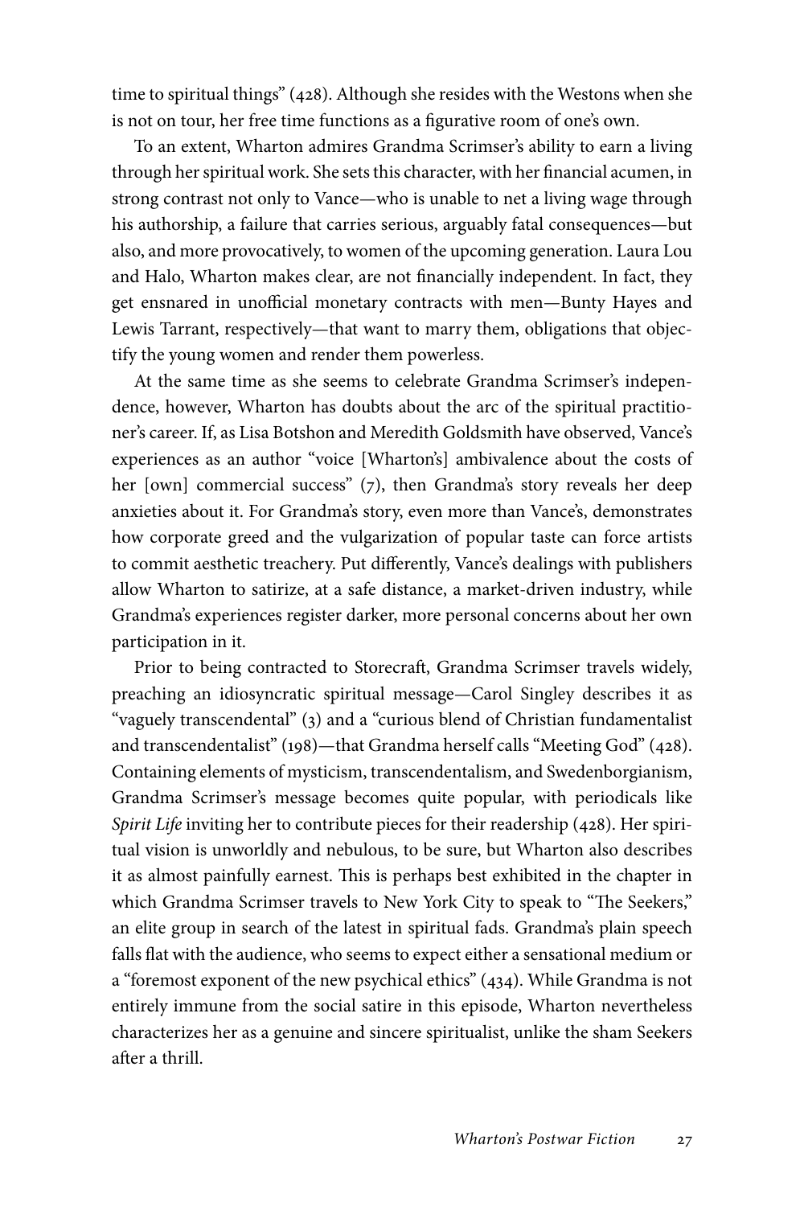time to spiritual things" (428). Although she resides with the Westons when she is not on tour, her free time functions as a figurative room of one's own.

To an extent, Wharton admires Grandma Scrimser's ability to earn a living through her spiritual work. She sets this character, with her financial acumen, in strong contrast not only to Vance—who is unable to net a living wage through his authorship, a failure that carries serious, arguably fatal consequences—but also, and more provocatively, to women of the upcoming generation. Laura Lou and Halo, Wharton makes clear, are not financially independent. In fact, they get ensnared in unofficial monetary contracts with men—Bunty Hayes and Lewis Tarrant, respectively—that want to marry them, obligations that objectify the young women and render them powerless.

At the same time as she seems to celebrate Grandma Scrimser's independence, however, Wharton has doubts about the arc of the spiritual practitioner's career. If, as Lisa Botshon and Meredith Goldsmith have observed, Vance's experiences as an author "voice [Wharton's] ambivalence about the costs of her [own] commercial success" (7), then Grandma's story reveals her deep anxieties about it. For Grandma's story, even more than Vance's, demonstrates how corporate greed and the vulgarization of popular taste can force artists to commit aesthetic treachery. Put differently, Vance's dealings with publishers allow Wharton to satirize, at a safe distance, a market-driven industry, while Grandma's experiences register darker, more personal concerns about her own participation in it.

Prior to being contracted to Storecraft, Grandma Scrimser travels widely, preaching an idiosyncratic spiritual message—Carol Singley describes it as "vaguely transcendental" (3) and a "curious blend of Christian fundamentalist and transcendentalist" (198)—that Grandma herself calls "Meeting God" (428). Containing elements of mysticism, transcendentalism, and Swedenborgianism, Grandma Scrimser's message becomes quite popular, with periodicals like *Spirit Life* inviting her to contribute pieces for their readership (428). Her spiritual vision is unworldly and nebulous, to be sure, but Wharton also describes it as almost painfully earnest. This is perhaps best exhibited in the chapter in which Grandma Scrimser travels to New York City to speak to "The Seekers," an elite group in search of the latest in spiritual fads. Grandma's plain speech falls flat with the audience, who seems to expect either a sensational medium or a "foremost exponent of the new psychical ethics" (434). While Grandma is not entirely immune from the social satire in this episode, Wharton nevertheless characterizes her as a genuine and sincere spiritualist, unlike the sham Seekers after a thrill.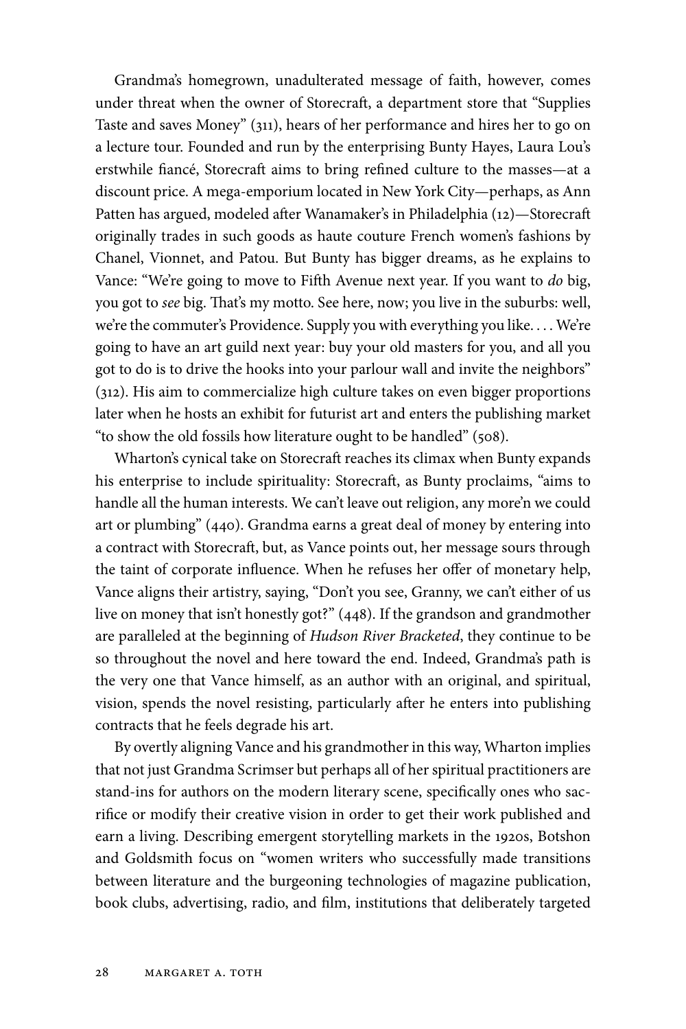Grandma's homegrown, unadulterated message of faith, however, comes under threat when the owner of Storecraft, a department store that "Supplies Taste and saves Money" (311), hears of her performance and hires her to go on a lecture tour. Founded and run by the enterprising Bunty Hayes, Laura Lou's erstwhile fiancé, Storecraft aims to bring refined culture to the masses—at a discount price. A mega-emporium located in New York City—perhaps, as Ann Patten has argued, modeled after Wanamaker's in Philadelphia (12)—Storecraft originally trades in such goods as haute couture French women's fashions by Chanel, Vionnet, and Patou. But Bunty has bigger dreams, as he explains to Vance: "We're going to move to Fifth Avenue next year. If you want to *do* big, you got to *see* big. That's my motto. See here, now; you live in the suburbs: well, we're the commuter's Providence. Supply you with everything you like. . . . We're going to have an art guild next year: buy your old masters for you, and all you got to do is to drive the hooks into your parlour wall and invite the neighbors" (312). His aim to commercialize high culture takes on even bigger proportions later when he hosts an exhibit for futurist art and enters the publishing market "to show the old fossils how literature ought to be handled" (508).

Wharton's cynical take on Storecraft reaches its climax when Bunty expands his enterprise to include spirituality: Storecraft, as Bunty proclaims, "aims to handle all the human interests. We can't leave out religion, any more'n we could art or plumbing" (440). Grandma earns a great deal of money by entering into a contract with Storecraft, but, as Vance points out, her message sours through the taint of corporate influence. When he refuses her offer of monetary help, Vance aligns their artistry, saying, "Don't you see, Granny, we can't either of us live on money that isn't honestly got?" (448). If the grandson and grandmother are paralleled at the beginning of *Hudson River Bracketed*, they continue to be so throughout the novel and here toward the end. Indeed, Grandma's path is the very one that Vance himself, as an author with an original, and spiritual, vision, spends the novel resisting, particularly after he enters into publishing contracts that he feels degrade his art.

By overtly aligning Vance and his grandmother in this way, Wharton implies that not just Grandma Scrimser but perhaps all of her spiritual practitioners are stand-ins for authors on the modern literary scene, specifically ones who sacrifice or modify their creative vision in order to get their work published and earn a living. Describing emergent storytelling markets in the 1920s, Botshon and Goldsmith focus on "women writers who successfully made transitions between literature and the burgeoning technologies of magazine publication, book clubs, advertising, radio, and film, institutions that deliberately targeted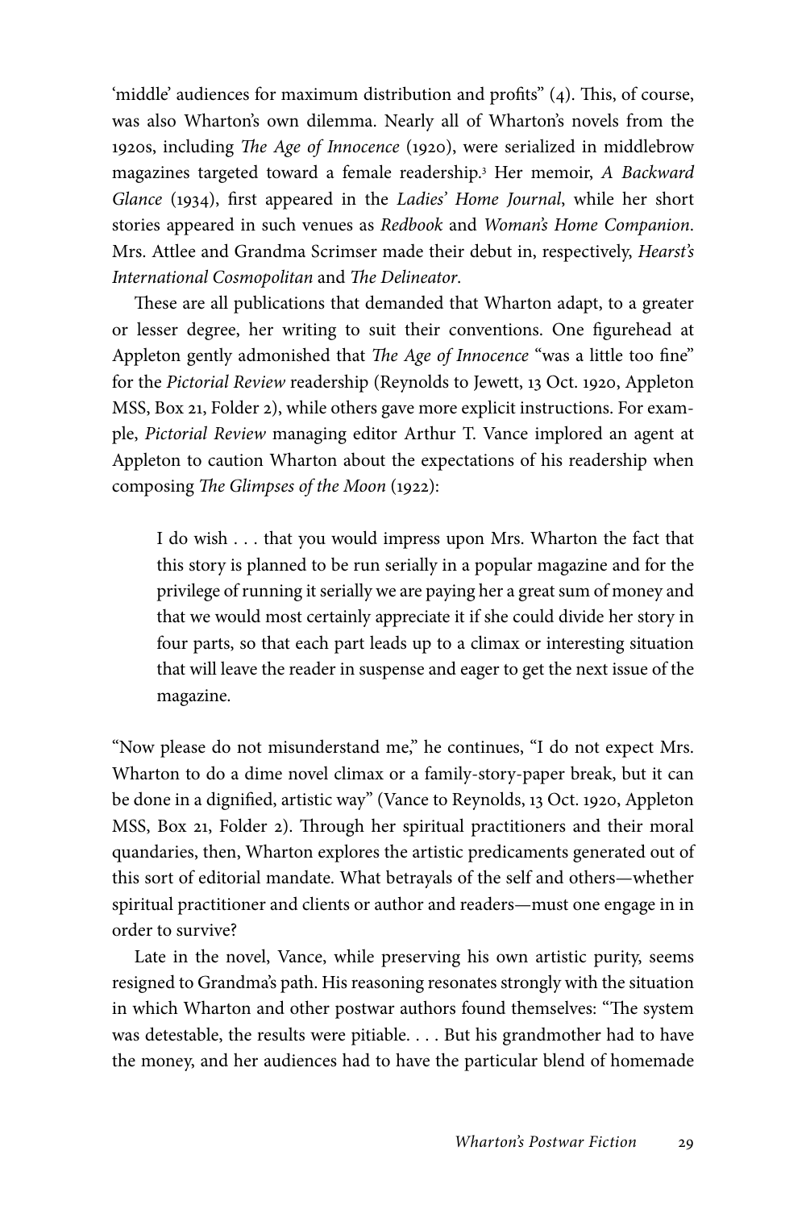'middle' audiences for maximum distribution and profits" (4). This, of course, was also Wharton's own dilemma. Nearly all of Wharton's novels from the 1920s, including *The Age of Innocence* (1920), were serialized in middlebrow magazines targeted toward a female readership.[3] Her memoir, *A Backward Glance* (1934), first appeared in the *Ladies' Home Journal*, while her short stories appeared in such venues as *Redbook* and *Woman's Home Companion*. Mrs. Attlee and Grandma Scrimser made their debut in, respectively, *Hearst's International Cosmopolitan* and *The Delineator*.

These are all publications that demanded that Wharton adapt, to a greater or lesser degree, her writing to suit their conventions. One figurehead at Appleton gently admonished that *The Age of Innocence* "was a little too fine" for the *Pictorial Review* readership (Reynolds to Jewett, 13 Oct. 1920, Appleton MSS, Box 21, Folder 2), while others gave more explicit instructions. For example, *Pictorial Review* managing editor Arthur T. Vance implored an agent at Appleton to caution Wharton about the expectations of his readership when composing *The Glimpses of the Moon* (1922):

> I do wish . . . that you would impress upon Mrs. Wharton the fact that this story is planned to be run serially in a popular magazine and for the privilege of running it serially we are paying her a great sum of money and that we would most certainly appreciate it if she could divide her story in four parts, so that each part leads up to a climax or interesting situation that will leave the reader in suspense and eager to get the next issue of the magazine.

"Now please do not misunderstand me," he continues, "I do not expect Mrs. Wharton to do a dime novel climax or a family-story-paper break, but it can be done in a dignified, artistic way" (Vance to Reynolds, 13 Oct. 1920, Appleton MSS, Box 21, Folder 2). Through her spiritual practitioners and their moral quandaries, then, Wharton explores the artistic predicaments generated out of this sort of editorial mandate. What betrayals of the self and others—whether spiritual practitioner and clients or author and readers—must one engage in in order to survive?

Late in the novel, Vance, while preserving his own artistic purity, seems resigned to Grandma's path. His reasoning resonates strongly with the situation in which Wharton and other postwar authors found themselves: "The system was detestable, the results were pitiable. . . . But his grandmother had to have the money, and her audiences had to have the particular blend of homemade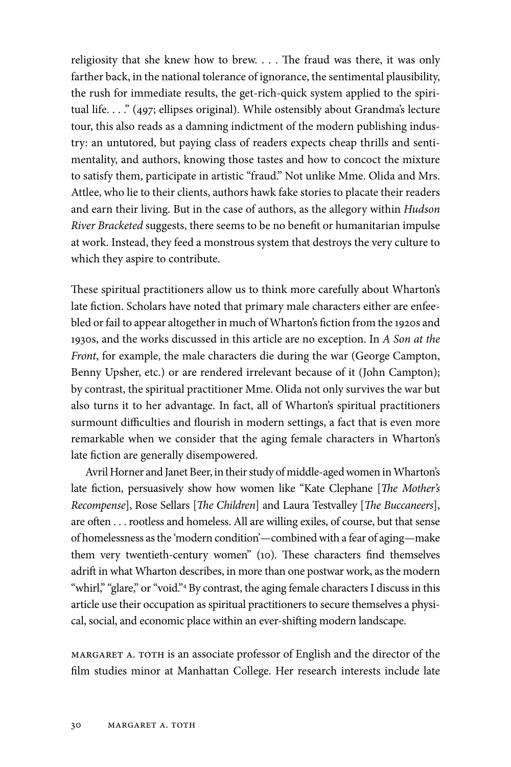religiosity that she knew how to brew. . . . The fraud was there, it was only farther back, in the national tolerance of ignorance, the sentimental plausibility, the rush for immediate results, the get-rich-quick system applied to the spiritual life. . . ." (497; ellipses original). While ostensibly about Grandma's lecture tour, this also reads as a damning indictment of the modern publishing industry: an untutored, but paying class of readers expects cheap thrills and sentimentality, and authors, knowing those tastes and how to concoct the mixture to satisfy them, participate in artistic "fraud." Not unlike Mme. Olida and Mrs. Attlee, who lie to their clients, authors hawk fake stories to placate their readers and earn their living. But in the case of authors, as the allegory within *Hudson River Bracketed* suggests, there seems to be no benefit or humanitarian impulse at work. Instead, they feed a monstrous system that destroys the very culture to which they aspire to contribute.

These spiritual practitioners allow us to think more carefully about Wharton's late fiction. Scholars have noted that primary male characters either are enfeebled or fail to appear altogether in much of Wharton's fiction from the 1920s and 1930s, and the works discussed in this article are no exception. In *A Son at the Front*, for example, the male characters die during the war (George Campton, Benny Upsher, etc.) or are rendered irrelevant because of it (John Campton); by contrast, the spiritual practitioner Mme. Olida not only survives the war but also turns it to her advantage. In fact, all of Wharton's spiritual practitioners surmount difficulties and flourish in modern settings, a fact that is even more remarkable when we consider that the aging female characters in Wharton's late fiction are generally disempowered.

Avril Horner and Janet Beer, in their study of middle-aged women in Wharton's late fiction, persuasively show how women like "Kate Clephane [*The Mother's Recompense*], Rose Sellars [*The Children*] and Laura Testvalley [*The Buccaneers*], are often . . . rootless and homeless. All are willing exiles, of course, but that sense of homelessness as the 'modern condition'—combined with a fear of aging—make them very twentieth-century women" (10). These characters find themselves adrift in what Wharton describes, in more than one postwar work, as the modern "whirl," "glare," or "void."[4] By contrast, the aging female characters I discuss in this article use their occupation as spiritual practitioners to secure themselves a physical, social, and economic place within an ever-shifting modern landscape.

MARGARET A. TOTH is an associate professor of English and the director of the film studies minor at Manhattan College. Her research interests include late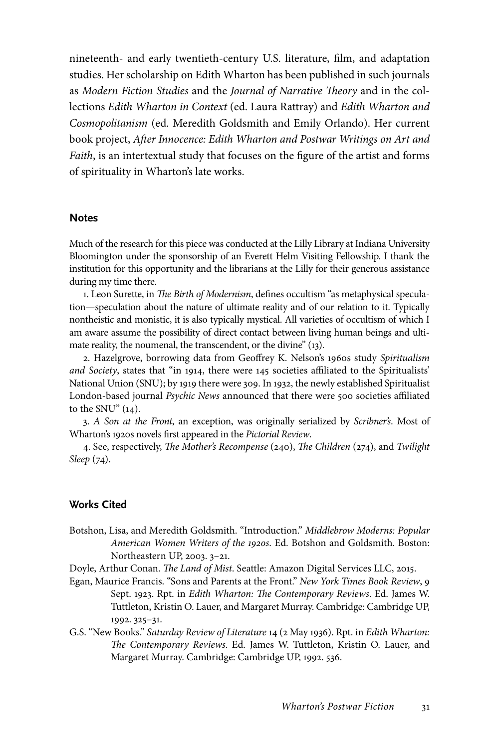nineteenth- and early twentieth-century U.S. literature, film, and adaptation studies. Her scholarship on Edith Wharton has been published in such journals as *Modern Fiction Studies* and the *Journal of Narrative Theory* and in the collections *Edith Wharton in Context* (ed. Laura Rattray) and *Edith Wharton and Cosmopolitanism* (ed. Meredith Goldsmith and Emily Orlando). Her current book project, *After Innocence: Edith Wharton and Postwar Writings on Art and Faith*, is an intertextual study that focuses on the figure of the artist and forms of spirituality in Wharton's late works.

## Notes

Much of the research for this piece was conducted at the Lilly Library at Indiana University Bloomington under the sponsorship of an Everett Helm Visiting Fellowship. I thank the institution for this opportunity and the librarians at the Lilly for their generous assistance during my time there.

1. Leon Surette, in *The Birth of Modernism*, defines occultism "as metaphysical speculation—speculation about the nature of ultimate reality and of our relation to it. Typically nontheistic and monistic, it is also typically mystical. All varieties of occultism of which I am aware assume the possibility of direct contact between living human beings and ultimate reality, the noumenal, the transcendent, or the divine" (13).

2. Hazelgrove, borrowing data from Geoffrey K. Nelson's 1960s study *Spiritualism and Society*, states that "in 1914, there were 145 societies affiliated to the Spiritualists' National Union (SNU); by 1919 there were 309. In 1932, the newly established Spiritualist London-based journal *Psychic News* announced that there were 500 societies affiliated to the SNU" (14).

3. *A Son at the Front*, an exception, was originally serialized by *Scribner's*. Most of Wharton's 1920s novels first appeared in the *Pictorial Review*.

4. See, respectively, *The Mother's Recompense* (240), *The Children* (274), and *Twilight Sleep* (74).

## Works Cited

Botshon, Lisa, and Meredith Goldsmith. "Introduction." *Middlebrow Moderns: Popular American Women Writers of the 1920s*. Ed. Botshon and Goldsmith. Boston: Northeastern UP, 2003. 3–21.

Doyle, Arthur Conan. *The Land of Mist*. Seattle: Amazon Digital Services LLC, 2015.

Egan, Maurice Francis. "Sons and Parents at the Front." *New York Times Book Review*, 9 Sept. 1923. Rpt. in *Edith Wharton: The Contemporary Reviews*. Ed. James W. Tuttleton, Kristin O. Lauer, and Margaret Murray. Cambridge: Cambridge UP, 1992. 325–31.

G.S. "New Books." *Saturday Review of Literature* 14 (2 May 1936). Rpt. in *Edith Wharton: The Contemporary Reviews*. Ed. James W. Tuttleton, Kristin O. Lauer, and Margaret Murray. Cambridge: Cambridge UP, 1992. 536.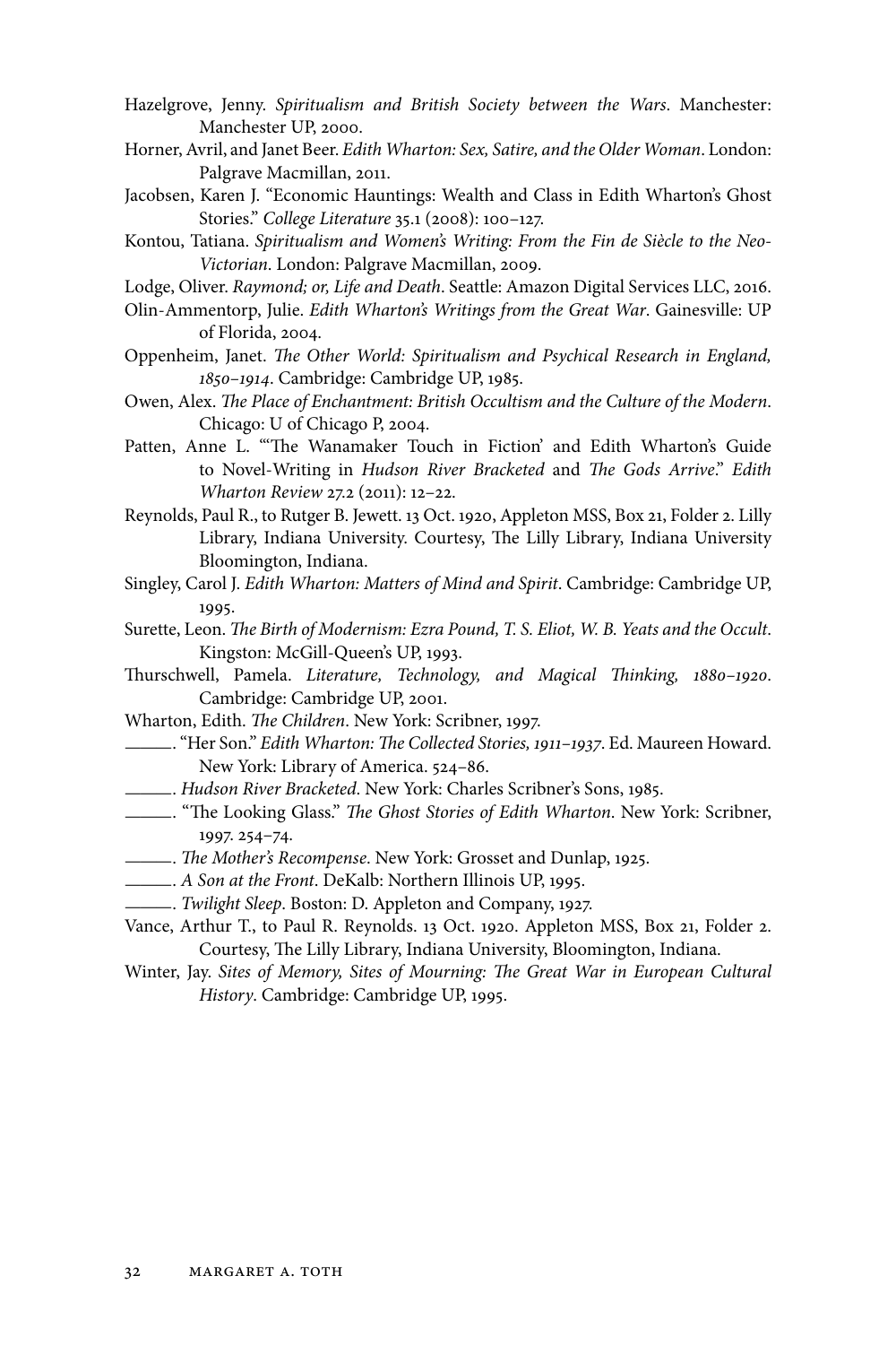Hazelgrove, Jenny. *Spiritualism and British Society between the Wars*. Manchester: Manchester UP, 2000.

Horner, Avril, and Janet Beer. *Edith Wharton: Sex, Satire, and the Older Woman*. London: Palgrave Macmillan, 2011.

Jacobsen, Karen J. "Economic Hauntings: Wealth and Class in Edith Wharton's Ghost Stories." *College Literature* 35.1 (2008): 100–127.

Kontou, Tatiana. *Spiritualism and Women's Writing: From the Fin de Siècle to the Neo-Victorian*. London: Palgrave Macmillan, 2009.

Lodge, Oliver. *Raymond; or, Life and Death*. Seattle: Amazon Digital Services LLC, 2016.

Olin-Ammentorp, Julie. *Edith Wharton's Writings from the Great War*. Gainesville: UP of Florida, 2004.

Oppenheim, Janet. *The Other World: Spiritualism and Psychical Research in England, 1850–1914*. Cambridge: Cambridge UP, 1985.

Owen, Alex. *The Place of Enchantment: British Occultism and the Culture of the Modern*. Chicago: U of Chicago P, 2004.

Patten, Anne L. "'The Wanamaker Touch in Fiction' and Edith Wharton's Guide to Novel-Writing in *Hudson River Bracketed* and *The Gods Arrive*." *Edith Wharton Review* 27.2 (2011): 12–22.

Reynolds, Paul R., to Rutger B. Jewett. 13 Oct. 1920, Appleton MSS, Box 21, Folder 2. Lilly Library, Indiana University. Courtesy, The Lilly Library, Indiana University Bloomington, Indiana.

Singley, Carol J. *Edith Wharton: Matters of Mind and Spirit*. Cambridge: Cambridge UP, 1995.

Surette, Leon. *The Birth of Modernism: Ezra Pound, T. S. Eliot, W. B. Yeats and the Occult*. Kingston: McGill-Queen's UP, 1993.

Thurschwell, Pamela. *Literature, Technology, and Magical Thinking, 1880–1920*. Cambridge: Cambridge UP, 2001.

Wharton, Edith. *The Children*. New York: Scribner, 1997.

———. "Her Son." *Edith Wharton: The Collected Stories, 1911–1937*. Ed. Maureen Howard. New York: Library of America. 524–86.

———. *Hudson River Bracketed*. New York: Charles Scribner's Sons, 1985.

———. "The Looking Glass." *The Ghost Stories of Edith Wharton*. New York: Scribner, 1997. 254–74.

———. *The Mother's Recompense*. New York: Grosset and Dunlap, 1925.

———. *A Son at the Front*. DeKalb: Northern Illinois UP, 1995.

———. *Twilight Sleep*. Boston: D. Appleton and Company, 1927.

Vance, Arthur T., to Paul R. Reynolds. 13 Oct. 1920. Appleton MSS, Box 21, Folder 2. Courtesy, The Lilly Library, Indiana University, Bloomington, Indiana.

Winter, Jay. *Sites of Memory, Sites of Mourning: The Great War in European Cultural History*. Cambridge: Cambridge UP, 1995.